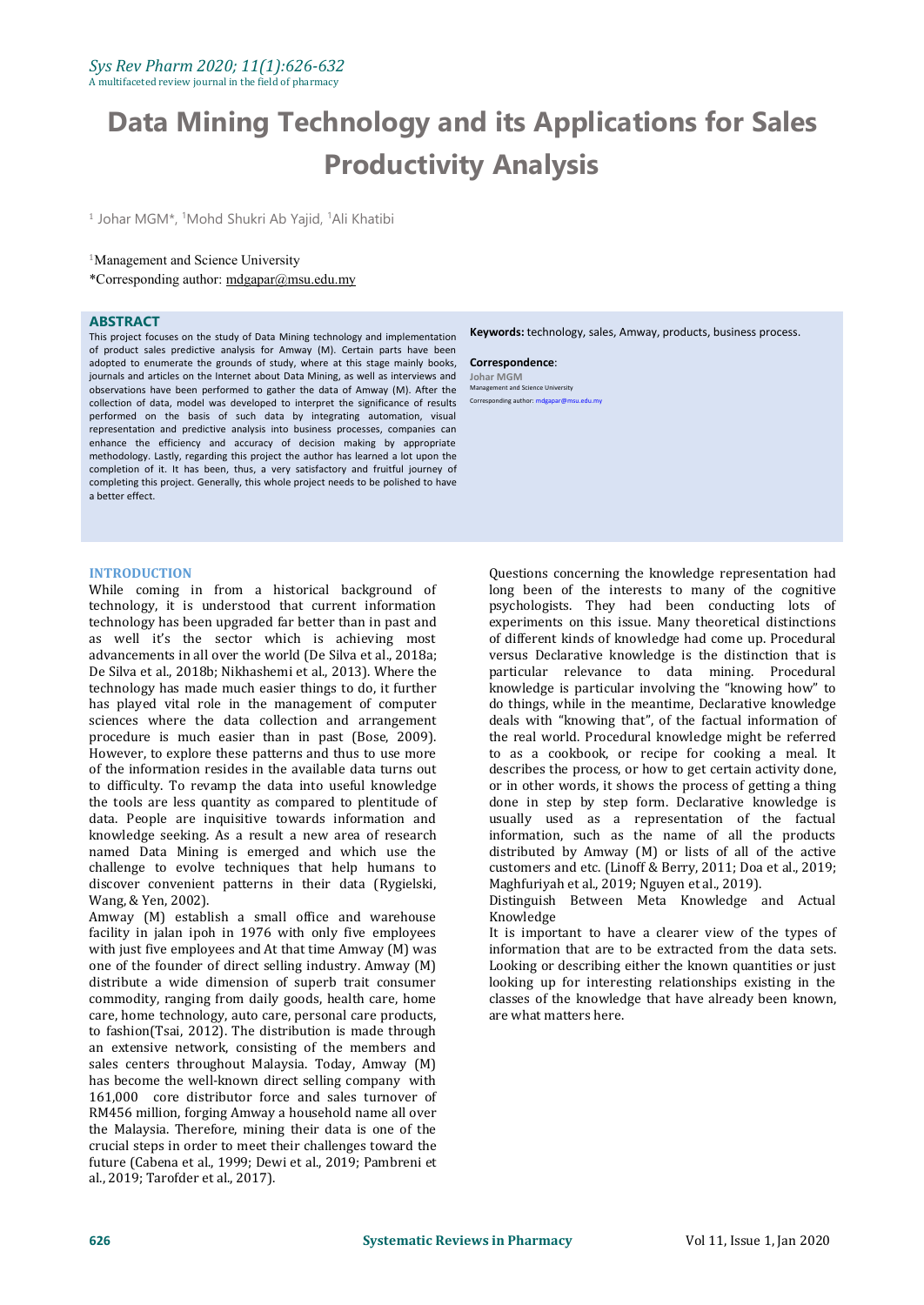# Data Mining Technology and its Applications for Sales Productivity Analysis

[1] Johar MGM*, [1]Mohd Shukri Ab Yajid, [1]Ali Khatibi

[1]Management and Science University

*Corresponding author: mdgapar@msu.edu.my

## ABSTRACT

This project focuses on the study of Data Mining technology and implementation of product sales predictive analysis for Amway (M). Certain parts have been adopted to enumerate the grounds of study, where at this stage mainly books, journals and articles on the Internet about Data Mining, as well as interviews and observations have been performed to gather the data of Amway (M). After the collection of data, model was developed to interpret the significance of results performed on the basis of such data by integrating automation, visual representation and predictive analysis into business processes, companies can enhance the efficiency and accuracy of decision making by appropriate methodology. Lastly, regarding this project the author has learned a lot upon the completion of it. It has been, thus, a very satisfactory and fruitful journey of completing this project. Generally, this whole project needs to be polished to have a better effect.

**Keywords:** technology, sales, Amway, products, business process.

**Correspondence**:
Johar MGM
Management and Science University
Corresponding author: mdgapar@msu.edu.my

## INTRODUCTION

While coming in from a historical background of technology, it is understood that current information technology has been upgraded far better than in past and as well it's the sector which is achieving most advancements in all over the world (De Silva et al., 2018a; De Silva et al., 2018b; Nikhashemi et al., 2013). Where the technology has made much easier things to do, it further has played vital role in the management of computer sciences where the data collection and arrangement procedure is much easier than in past (Bose, 2009). However, to explore these patterns and thus to use more of the information resides in the available data turns out to difficulty. To revamp the data into useful knowledge the tools are less quantity as compared to plentitude of data. People are inquisitive towards information and knowledge seeking. As a result a new area of research named Data Mining is emerged and which use the challenge to evolve techniques that help humans to discover convenient patterns in their data (Rygielski, Wang, & Yen, 2002).

Amway (M) establish a small office and warehouse facility in jalan ipoh in 1976 with only five employees with just five employees and At that time Amway (M) was one of the founder of direct selling industry. Amway (M) distribute a wide dimension of superb trait consumer commodity, ranging from daily goods, health care, home care, home technology, auto care, personal care products, to fashion(Tsai, 2012). The distribution is made through an extensive network, consisting of the members and sales centers throughout Malaysia. Today, Amway (M) has become the well-known direct selling company with 161,000 core distributor force and sales turnover of RM456 million, forging Amway a household name all over the Malaysia. Therefore, mining their data is one of the crucial steps in order to meet their challenges toward the future (Cabena et al., 1999; Dewi et al., 2019; Pambreni et al., 2019; Tarofder et al., 2017).

Questions concerning the knowledge representation had long been of the interests to many of the cognitive psychologists. They had been conducting lots of experiments on this issue. Many theoretical distinctions of different kinds of knowledge had come up. Procedural versus Declarative knowledge is the distinction that is particular relevance to data mining. Procedural knowledge is particular involving the "knowing how" to do things, while in the meantime, Declarative knowledge deals with "knowing that", of the factual information of the real world. Procedural knowledge might be referred to as a cookbook, or recipe for cooking a meal. It describes the process, or how to get certain activity done, or in other words, it shows the process of getting a thing done in step by step form. Declarative knowledge is usually used as a representation of the factual information, such as the name of all the products distributed by Amway (M) or lists of all of the active customers and etc. (Linoff & Berry, 2011; Doa et al., 2019; Maghfuriyah et al., 2019; Nguyen et al., 2019).

Distinguish Between Meta Knowledge and Actual Knowledge

It is important to have a clearer view of the types of information that are to be extracted from the data sets. Looking or describing either the known quantities or just looking up for interesting relationships existing in the classes of the knowledge that have already been known, are what matters here.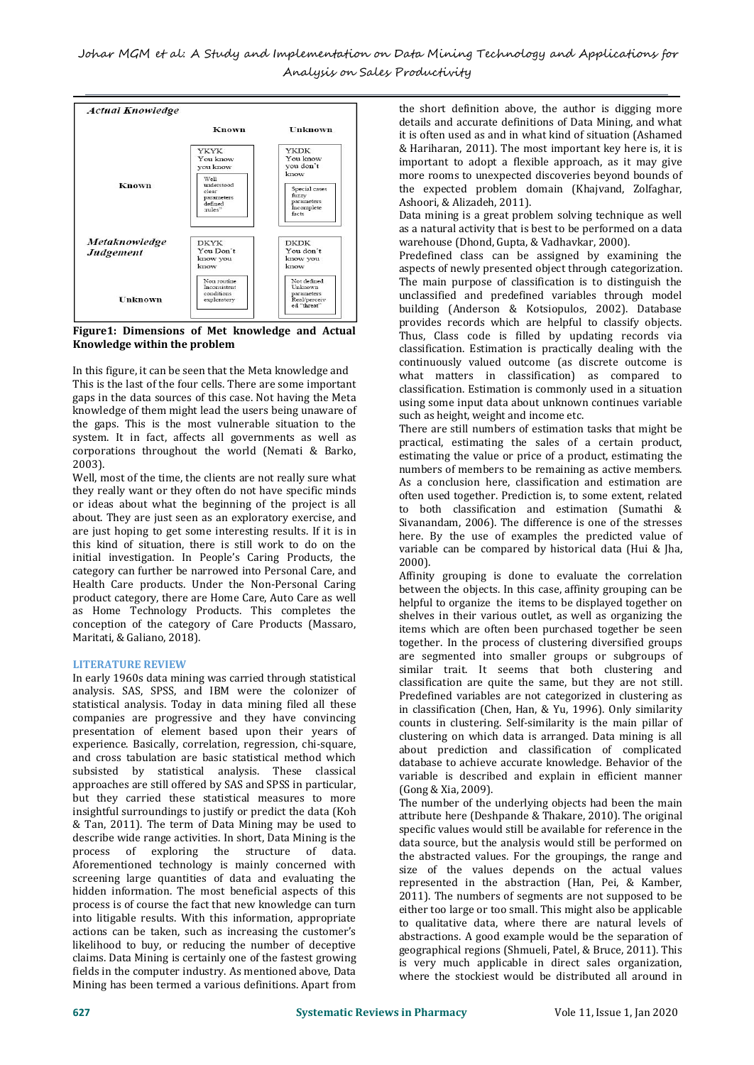| *Actual Knowledge* | Known | Unknown |
|---|---|---|
| Known | YKYK You know you know — Well understood clear parameters defined "rules" | YKDK You know you don't know — Special cases fuzzy parameters Incomplete facts |
| *Metaknowledge Judgement* Unknown | DKYK You Don't know you know — Non routine Inconsistent conditions exploratory | DKDK You don't know you know — Not defined Unknown parameters Real/perceived "threat" |

**Figure1: Dimensions of Met knowledge and Actual Knowledge within the problem**

In this figure, it can be seen that the Meta knowledge and This is the last of the four cells. There are some important gaps in the data sources of this case. Not having the Meta knowledge of them might lead the users being unaware of the gaps. This is the most vulnerable situation to the system. It in fact, affects all governments as well as corporations throughout the world (Nemati & Barko, 2003).

Well, most of the time, the clients are not really sure what they really want or they often do not have specific minds or ideas about what the beginning of the project is all about. They are just seen as an exploratory exercise, and are just hoping to get some interesting results. If it is in this kind of situation, there is still work to do on the initial investigation. In People's Caring Products, the category can further be narrowed into Personal Care, and Health Care products. Under the Non-Personal Caring product category, there are Home Care, Auto Care as well as Home Technology Products. This completes the conception of the category of Care Products (Massaro, Maritati, & Galiano, 2018).

## LITERATURE REVIEW

In early 1960s data mining was carried through statistical analysis. SAS, SPSS, and IBM were the colonizer of statistical analysis. Today in data mining filed all these companies are progressive and they have convincing presentation of element based upon their years of experience. Basically, correlation, regression, chi-square, and cross tabulation are basic statistical method which subsisted by statistical analysis. These classical approaches are still offered by SAS and SPSS in particular, but they carried these statistical measures to more insightful surroundings to justify or predict the data (Koh & Tan, 2011). The term of Data Mining may be used to describe wide range activities. In short, Data Mining is the process of exploring the structure of data. Aforementioned technology is mainly concerned with screening large quantities of data and evaluating the hidden information. The most beneficial aspects of this process is of course the fact that new knowledge can turn into litigable results. With this information, appropriate actions can be taken, such as increasing the customer's likelihood to buy, or reducing the number of deceptive claims. Data Mining is certainly one of the fastest growing fields in the computer industry. As mentioned above, Data Mining has been termed a various definitions. Apart from the short definition above, the author is digging more details and accurate definitions of Data Mining, and what it is often used as and in what kind of situation (Ashamed & Hariharan, 2011). The most important key here is, it is important to adopt a flexible approach, as it may give more rooms to unexpected discoveries beyond bounds of the expected problem domain (Khajvand, Zolfaghar, Ashoori, & Alizadeh, 2011).

Data mining is a great problem solving technique as well as a natural activity that is best to be performed on a data warehouse (Dhond, Gupta, & Vadhavkar, 2000).

Predefined class can be assigned by examining the aspects of newly presented object through categorization. The main purpose of classification is to distinguish the unclassified and predefined variables through model building (Anderson & Kotsiopulos, 2002). Database provides records which are helpful to classify objects. Thus, Class code is filled by updating records via classification. Estimation is practically dealing with the continuously valued outcome (as discrete outcome is what matters in classification) as compared to classification. Estimation is commonly used in a situation using some input data about unknown continues variable such as height, weight and income etc.

There are still numbers of estimation tasks that might be practical, estimating the sales of a certain product, estimating the value or price of a product, estimating the numbers of members to be remaining as active members. As a conclusion here, classification and estimation are often used together. Prediction is, to some extent, related to both classification and estimation (Sumathi & Sivanandam, 2006). The difference is one of the stresses here. By the use of examples the predicted value of variable can be compared by historical data (Hui & Jha, 2000).

Affinity grouping is done to evaluate the correlation between the objects. In this case, affinity grouping can be helpful to organize the items to be displayed together on shelves in their various outlet, as well as organizing the items which are often been purchased together be seen together. In the process of clustering diversified groups are segmented into smaller groups or subgroups of similar trait. It seems that both clustering and classification are quite the same, but they are not still. Predefined variables are not categorized in clustering as in classification (Chen, Han, & Yu, 1996). Only similarity counts in clustering. Self-similarity is the main pillar of clustering on which data is arranged. Data mining is all about prediction and classification of complicated database to achieve accurate knowledge. Behavior of the variable is described and explain in efficient manner (Gong & Xia, 2009).

The number of the underlying objects had been the main attribute here (Deshpande & Thakare, 2010). The original specific values would still be available for reference in the data source, but the analysis would still be performed on the abstracted values. For the groupings, the range and size of the values depends on the actual values represented in the abstraction (Han, Pei, & Kamber, 2011). The numbers of segments are not supposed to be either too large or too small. This might also be applicable to qualitative data, where there are natural levels of abstractions. A good example would be the separation of geographical regions (Shmueli, Patel, & Bruce, 2011). This is very much applicable in direct sales organization, where the stockiest would be distributed all around in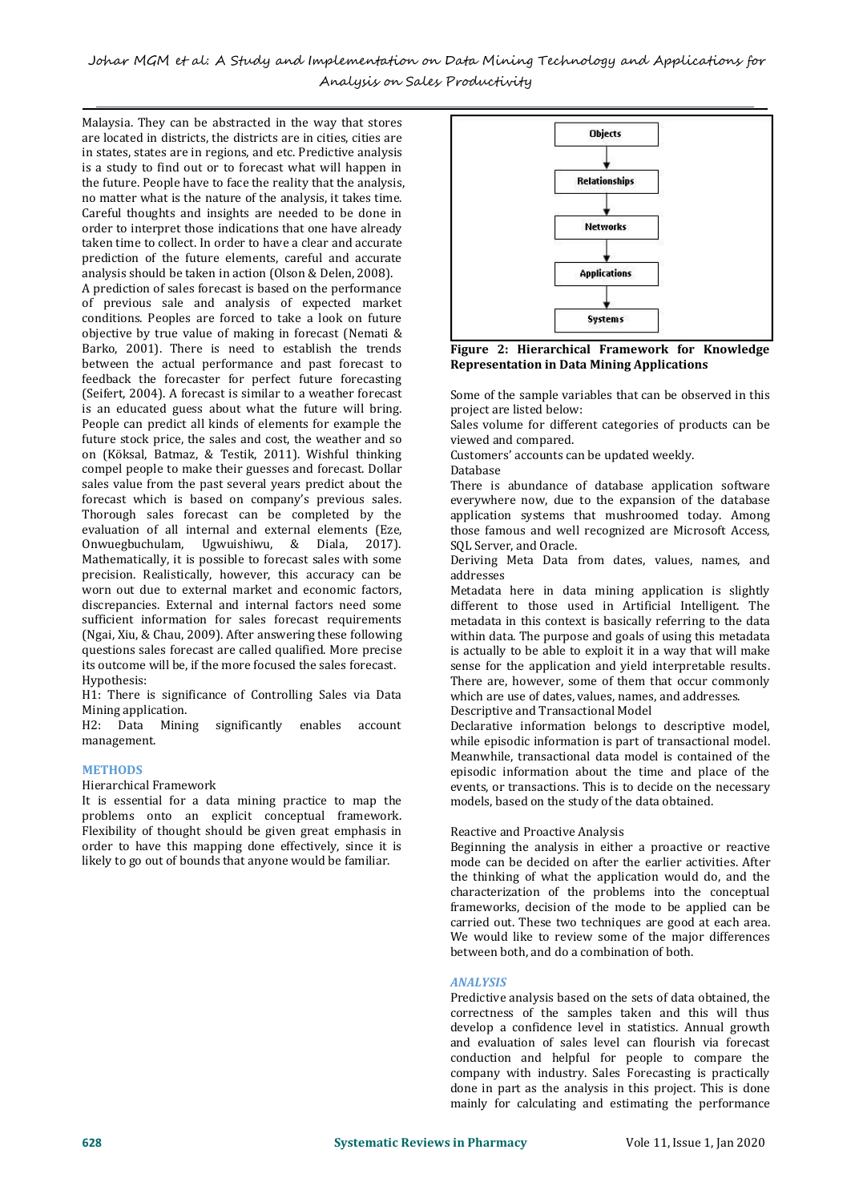Malaysia. They can be abstracted in the way that stores are located in districts, the districts are in cities, cities are in states, states are in regions, and etc. Predictive analysis is a study to find out or to forecast what will happen in the future. People have to face the reality that the analysis, no matter what is the nature of the analysis, it takes time. Careful thoughts and insights are needed to be done in order to interpret those indications that one have already taken time to collect. In order to have a clear and accurate prediction of the future elements, careful and accurate analysis should be taken in action (Olson & Delen, 2008).

A prediction of sales forecast is based on the performance of previous sale and analysis of expected market conditions. Peoples are forced to take a look on future objective by true value of making in forecast (Nemati & Barko, 2001). There is need to establish the trends between the actual performance and past forecast to feedback the forecaster for perfect future forecasting (Seifert, 2004). A forecast is similar to a weather forecast is an educated guess about what the future will bring. People can predict all kinds of elements for example the future stock price, the sales and cost, the weather and so on (Köksal, Batmaz, & Testik, 2011). Wishful thinking compel people to make their guesses and forecast. Dollar sales value from the past several years predict about the forecast which is based on company's previous sales. Thorough sales forecast can be completed by the evaluation of all internal and external elements (Eze, Onwuegbuchulam, Ugwuishiwu, & Diala, 2017). Mathematically, it is possible to forecast sales with some precision. Realistically, however, this accuracy can be worn out due to external market and economic factors, discrepancies. External and internal factors need some sufficient information for sales forecast requirements (Ngai, Xiu, & Chau, 2009). After answering these following questions sales forecast are called qualified. More precise its outcome will be, if the more focused the sales forecast.

Hypothesis:

H1: There is significance of Controlling Sales via Data Mining application.

H2: Data Mining significantly enables account management.

## METHODS

Hierarchical Framework

It is essential for a data mining practice to map the problems onto an explicit conceptual framework. Flexibility of thought should be given great emphasis in order to have this mapping done effectively, since it is likely to go out of bounds that anyone would be familiar.

Objects → Relationships → Networks → Applications → Systems

**Figure 2: Hierarchical Framework for Knowledge Representation in Data Mining Applications**

Some of the sample variables that can be observed in this project are listed below:

Sales volume for different categories of products can be viewed and compared.

Customers' accounts can be updated weekly.

Database

There is abundance of database application software everywhere now, due to the expansion of the database application systems that mushroomed today. Among those famous and well recognized are Microsoft Access, SQL Server, and Oracle.

Deriving Meta Data from dates, values, names, and addresses

Metadata here in data mining application is slightly different to those used in Artificial Intelligent. The metadata in this context is basically referring to the data within data. The purpose and goals of using this metadata is actually to be able to exploit it in a way that will make sense for the application and yield interpretable results. There are, however, some of them that occur commonly which are use of dates, values, names, and addresses.

Descriptive and Transactional Model

Declarative information belongs to descriptive model, while episodic information is part of transactional model. Meanwhile, transactional data model is contained of the episodic information about the time and place of the events, or transactions. This is to decide on the necessary models, based on the study of the data obtained.

Reactive and Proactive Analysis

Beginning the analysis in either a proactive or reactive mode can be decided on after the earlier activities. After the thinking of what the application would do, and the characterization of the problems into the conceptual frameworks, decision of the mode to be applied can be carried out. These two techniques are good at each area. We would like to review some of the major differences between both, and do a combination of both.

## *ANALYSIS*

Predictive analysis based on the sets of data obtained, the correctness of the samples taken and this will thus develop a confidence level in statistics. Annual growth and evaluation of sales level can flourish via forecast conduction and helpful for people to compare the company with industry. Sales Forecasting is practically done in part as the analysis in this project. This is done mainly for calculating and estimating the performance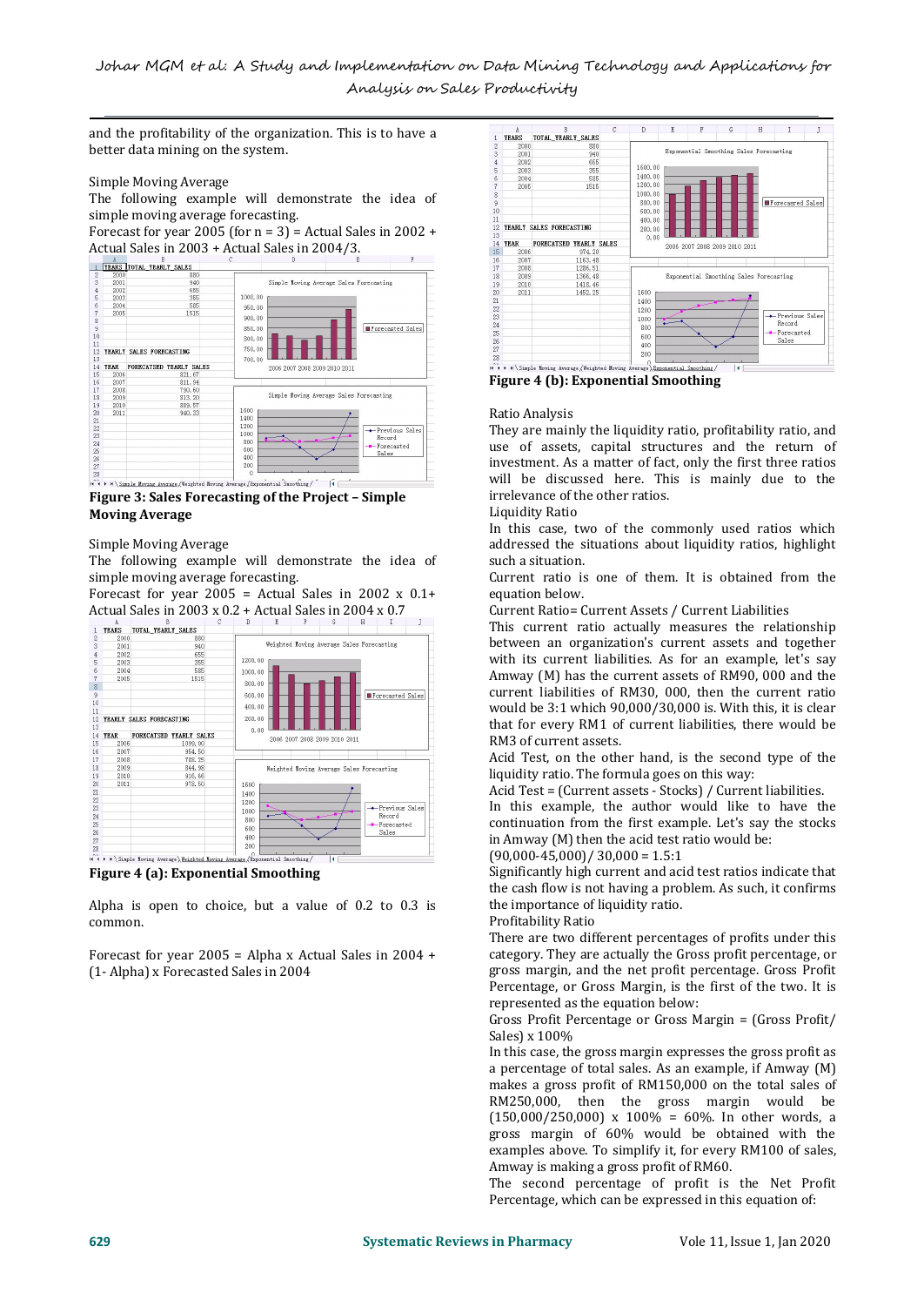and the profitability of the organization. This is to have a better data mining on the system.

Simple Moving Average

The following example will demonstrate the idea of simple moving average forecasting.

Forecast for year 2005 (for n = 3) = Actual Sales in 2002 + Actual Sales in 2003 + Actual Sales in 2004/3.

Figure 3: Sales Forecasting of the Project – Simple Moving Average

Simple Moving Average

The following example will demonstrate the idea of simple moving average forecasting.

Forecast for year 2005 = Actual Sales in 2002 x 0.1+ Actual Sales in 2003 x 0.2 + Actual Sales in 2004 x 0.7

**Figure 4 (a): Exponential Smoothing**

Alpha is open to choice, but a value of 0.2 to 0.3 is common.

Forecast for year 2005 = Alpha x Actual Sales in 2004 + (1- Alpha) x Forecasted Sales in 2004

**Figure 4 (b): Exponential Smoothing**

Ratio Analysis

They are mainly the liquidity ratio, profitability ratio, and use of assets, capital structures and the return of investment. As a matter of fact, only the first three ratios will be discussed here. This is mainly due to the irrelevance of the other ratios.

Liquidity Ratio

In this case, two of the commonly used ratios which addressed the situations about liquidity ratios, highlight such a situation.

Current ratio is one of them. It is obtained from the equation below.

Current Ratio= Current Assets / Current Liabilities

This current ratio actually measures the relationship between an organization's current assets and together with its current liabilities. As for an example, let's say Amway (M) has the current assets of RM90, 000 and the current liabilities of RM30, 000, then the current ratio would be 3:1 which 90,000/30,000 is. With this, it is clear that for every RM1 of current liabilities, there would be RM3 of current assets.

Acid Test, on the other hand, is the second type of the liquidity ratio. The formula goes on this way:

Acid Test = (Current assets - Stocks) / Current liabilities.

In this example, the author would like to have the continuation from the first example. Let's say the stocks in Amway (M) then the acid test ratio would be:

(90,000-45,000)/ 30,000 = 1.5:1

Significantly high current and acid test ratios indicate that the cash flow is not having a problem. As such, it confirms the importance of liquidity ratio.

Profitability Ratio

There are two different percentages of profits under this category. They are actually the Gross profit percentage, or gross margin, and the net profit percentage. Gross Profit Percentage, or Gross Margin, is the first of the two. It is represented as the equation below:

Gross Profit Percentage or Gross Margin = (Gross Profit/ Sales) x 100%

In this case, the gross margin expresses the gross profit as a percentage of total sales. As an example, if Amway (M) makes a gross profit of RM150,000 on the total sales of RM250,000, then the gross margin would be (150,000/250,000) x 100% = 60%. In other words, a gross margin of 60% would be obtained with the examples above. To simplify it, for every RM100 of sales, Amway is making a gross profit of RM60.

The second percentage of profit is the Net Profit Percentage, which can be expressed in this equation of: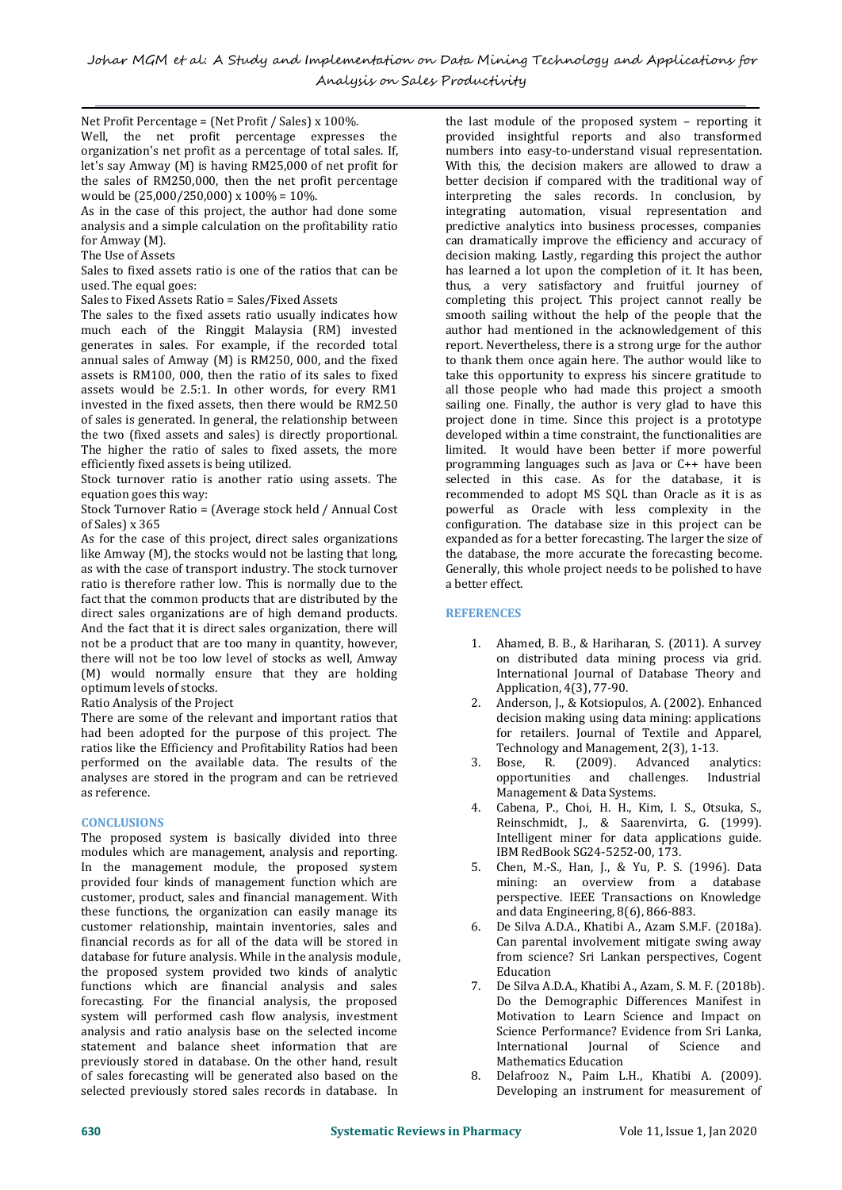Net Profit Percentage = (Net Profit / Sales) x 100%.

Well, the net profit percentage expresses the organization's net profit as a percentage of total sales. If, let's say Amway (M) is having RM25,000 of net profit for the sales of RM250,000, then the net profit percentage would be (25,000/250,000) x 100% = 10%.

As in the case of this project, the author had done some analysis and a simple calculation on the profitability ratio for Amway (M).

The Use of Assets

Sales to fixed assets ratio is one of the ratios that can be used. The equal goes:

Sales to Fixed Assets Ratio = Sales/Fixed Assets

The sales to the fixed assets ratio usually indicates how much each of the Ringgit Malaysia (RM) invested generates in sales. For example, if the recorded total annual sales of Amway (M) is RM250, 000, and the fixed assets is RM100, 000, then the ratio of its sales to fixed assets would be 2.5:1. In other words, for every RM1 invested in the fixed assets, then there would be RM2.50 of sales is generated. In general, the relationship between the two (fixed assets and sales) is directly proportional. The higher the ratio of sales to fixed assets, the more efficiently fixed assets is being utilized.

Stock turnover ratio is another ratio using assets. The equation goes this way:

Stock Turnover Ratio = (Average stock held / Annual Cost of Sales) x 365

As for the case of this project, direct sales organizations like Amway (M), the stocks would not be lasting that long, as with the case of transport industry. The stock turnover ratio is therefore rather low. This is normally due to the fact that the common products that are distributed by the direct sales organizations are of high demand products. And the fact that it is direct sales organization, there will not be a product that are too many in quantity, however, there will not be too low level of stocks as well, Amway (M) would normally ensure that they are holding optimum levels of stocks.

Ratio Analysis of the Project

There are some of the relevant and important ratios that had been adopted for the purpose of this project. The ratios like the Efficiency and Profitability Ratios had been performed on the available data. The results of the analyses are stored in the program and can be retrieved as reference.

## CONCLUSIONS

The proposed system is basically divided into three modules which are management, analysis and reporting. In the management module, the proposed system provided four kinds of management function which are customer, product, sales and financial management. With these functions, the organization can easily manage its customer relationship, maintain inventories, sales and financial records as for all of the data will be stored in database for future analysis. While in the analysis module, the proposed system provided two kinds of analytic functions which are financial analysis and sales forecasting. For the financial analysis, the proposed system will performed cash flow analysis, investment analysis and ratio analysis base on the selected income statement and balance sheet information that are previously stored in database. On the other hand, result of sales forecasting will be generated also based on the selected previously stored sales records in database. In the last module of the proposed system – reporting it provided insightful reports and also transformed numbers into easy-to-understand visual representation. With this, the decision makers are allowed to draw a better decision if compared with the traditional way of interpreting the sales records. In conclusion, by integrating automation, visual representation and predictive analytics into business processes, companies can dramatically improve the efficiency and accuracy of decision making. Lastly, regarding this project the author has learned a lot upon the completion of it. It has been, thus, a very satisfactory and fruitful journey of completing this project. This project cannot really be smooth sailing without the help of the people that the author had mentioned in the acknowledgement of this report. Nevertheless, there is a strong urge for the author to thank them once again here. The author would like to take this opportunity to express his sincere gratitude to all those people who had made this project a smooth sailing one. Finally, the author is very glad to have this project done in time. Since this project is a prototype developed within a time constraint, the functionalities are limited. It would have been better if more powerful programming languages such as Java or C++ have been selected in this case. As for the database, it is recommended to adopt MS SQL than Oracle as it is as powerful as Oracle with less complexity in the configuration. The database size in this project can be expanded as for a better forecasting. The larger the size of the database, the more accurate the forecasting become. Generally, this whole project needs to be polished to have a better effect.

## REFERENCES

1. Ahamed, B. B., & Hariharan, S. (2011). A survey on distributed data mining process via grid. International Journal of Database Theory and Application, 4(3), 77-90.
2. Anderson, J., & Kotsiopulos, A. (2002). Enhanced decision making using data mining: applications for retailers. Journal of Textile and Apparel, Technology and Management, 2(3), 1-13.
3. Bose, R. (2009). Advanced analytics: opportunities and challenges. Industrial Management & Data Systems.
4. Cabena, P., Choi, H. H., Kim, I. S., Otsuka, S., Reinschmidt, J., & Saarenvirta, G. (1999). Intelligent miner for data applications guide. IBM RedBook SG24-5252-00, 173.
5. Chen, M.-S., Han, J., & Yu, P. S. (1996). Data mining: an overview from a database perspective. IEEE Transactions on Knowledge and data Engineering, 8(6), 866-883.
6. De Silva A.D.A., Khatibi A., Azam S.M.F. (2018a). Can parental involvement mitigate swing away from science? Sri Lankan perspectives, Cogent Education
7. De Silva A.D.A., Khatibi A., Azam, S. M. F. (2018b). Do the Demographic Differences Manifest in Motivation to Learn Science and Impact on Science Performance? Evidence from Sri Lanka, International Journal of Science and Mathematics Education
8. Delafrooz N., Paim L.H., Khatibi A. (2009). Developing an instrument for measurement of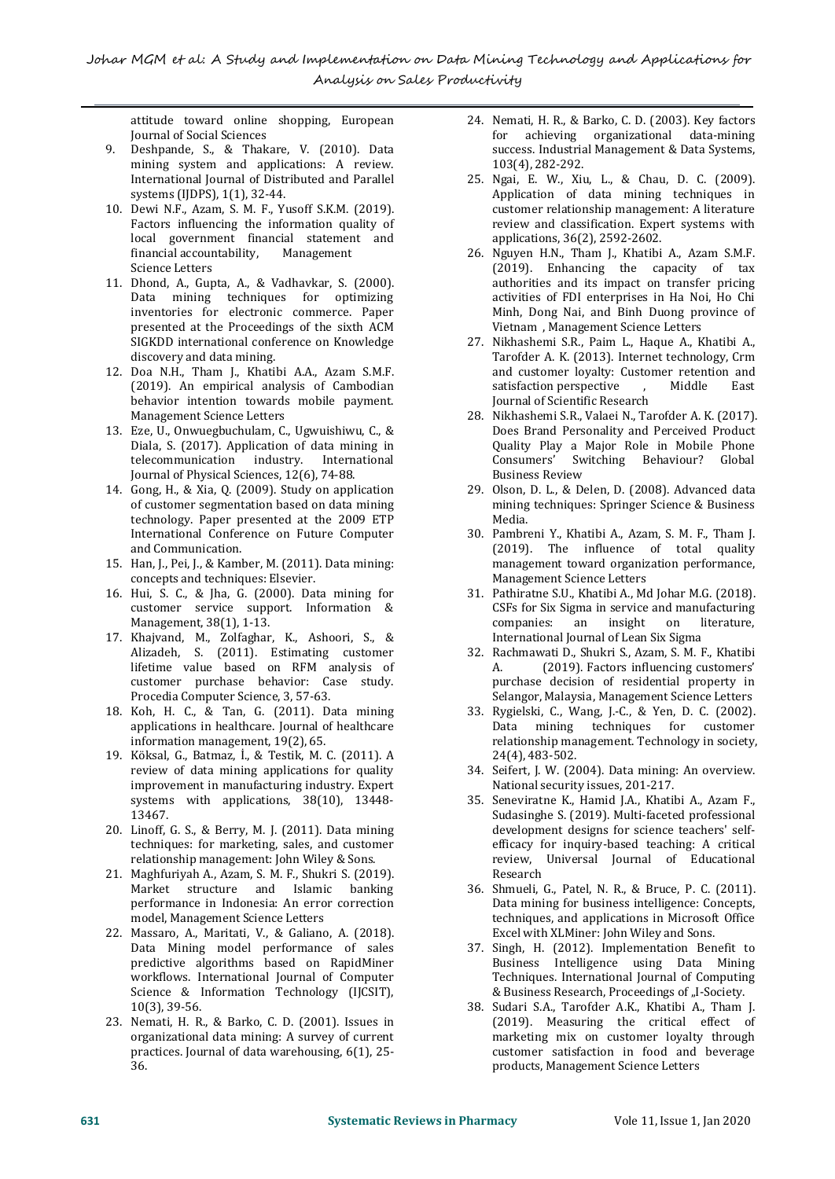attitude toward online shopping, European Journal of Social Sciences

9. Deshpande, S., & Thakare, V. (2010). Data mining system and applications: A review. International Journal of Distributed and Parallel systems (IJDPS), 1(1), 32-44.
10. Dewi N.F., Azam, S. M. F., Yusoff S.K.M. (2019). Factors influencing the information quality of local government financial statement and financial accountability, Management Science Letters
11. Dhond, A., Gupta, A., & Vadhavkar, S. (2000). Data mining techniques for optimizing inventories for electronic commerce. Paper presented at the Proceedings of the sixth ACM SIGKDD international conference on Knowledge discovery and data mining.
12. Doa N.H., Tham J., Khatibi A.A., Azam S.M.F. (2019). An empirical analysis of Cambodian behavior intention towards mobile payment. Management Science Letters
13. Eze, U., Onwuegbuchulam, C., Ugwuishiwu, C., & Diala, S. (2017). Application of data mining in telecommunication industry. International Journal of Physical Sciences, 12(6), 74-88.
14. Gong, H., & Xia, Q. (2009). Study on application of customer segmentation based on data mining technology. Paper presented at the 2009 ETP International Conference on Future Computer and Communication.
15. Han, J., Pei, J., & Kamber, M. (2011). Data mining: concepts and techniques: Elsevier.
16. Hui, S. C., & Jha, G. (2000). Data mining for customer service support. Information & Management, 38(1), 1-13.
17. Khajvand, M., Zolfaghar, K., Ashoori, S., & Alizadeh, S. (2011). Estimating customer lifetime value based on RFM analysis of customer purchase behavior: Case study. Procedia Computer Science, 3, 57-63.
18. Koh, H. C., & Tan, G. (2011). Data mining applications in healthcare. Journal of healthcare information management, 19(2), 65.
19. Köksal, G., Batmaz, İ., & Testik, M. C. (2011). A review of data mining applications for quality improvement in manufacturing industry. Expert systems with applications, 38(10), 13448-13467.
20. Linoff, G. S., & Berry, M. J. (2011). Data mining techniques: for marketing, sales, and customer relationship management: John Wiley & Sons.
21. Maghfuriyah A., Azam, S. M. F., Shukri S. (2019). Market structure and Islamic banking performance in Indonesia: An error correction model, Management Science Letters
22. Massaro, A., Maritati, V., & Galiano, A. (2018). Data Mining model performance of sales predictive algorithms based on RapidMiner workflows. International Journal of Computer Science & Information Technology (IJCSIT), 10(3), 39-56.
23. Nemati, H. R., & Barko, C. D. (2001). Issues in organizational data mining: A survey of current practices. Journal of data warehousing, 6(1), 25-36.
24. Nemati, H. R., & Barko, C. D. (2003). Key factors for achieving organizational data-mining success. Industrial Management & Data Systems, 103(4), 282-292.
25. Ngai, E. W., Xiu, L., & Chau, D. C. (2009). Application of data mining techniques in customer relationship management: A literature review and classification. Expert systems with applications, 36(2), 2592-2602.
26. Nguyen H.N., Tham J., Khatibi A., Azam S.M.F. (2019). Enhancing the capacity of tax authorities and its impact on transfer pricing activities of FDI enterprises in Ha Noi, Ho Chi Minh, Dong Nai, and Binh Duong province of Vietnam , Management Science Letters
27. Nikhashemi S.R., Paim L., Haque A., Khatibi A., Tarofder A. K. (2013). Internet technology, Crm and customer loyalty: Customer retention and satisfaction perspective , Middle East Journal of Scientific Research
28. Nikhashemi S.R., Valaei N., Tarofder A. K. (2017). Does Brand Personality and Perceived Product Quality Play a Major Role in Mobile Phone Consumers' Switching Behaviour? Global Business Review
29. Olson, D. L., & Delen, D. (2008). Advanced data mining techniques: Springer Science & Business Media.
30. Pambreni Y., Khatibi A., Azam, S. M. F., Tham J. (2019). The influence of total quality management toward organization performance, Management Science Letters
31. Pathiratne S.U., Khatibi A., Md Johar M.G. (2018). CSFs for Six Sigma in service and manufacturing companies: an insight on literature, International Journal of Lean Six Sigma
32. Rachmawati D., Shukri S., Azam, S. M. F., Khatibi A. (2019). Factors influencing customers' purchase decision of residential property in Selangor, Malaysia, Management Science Letters
33. Rygielski, C., Wang, J.-C., & Yen, D. C. (2002). Data mining techniques for customer relationship management. Technology in society, 24(4), 483-502.
34. Seifert, J. W. (2004). Data mining: An overview. National security issues, 201-217.
35. Seneviratne K., Hamid J.A., Khatibi A., Azam F., Sudasinghe S. (2019). Multi-faceted professional development designs for science teachers' self-efficacy for inquiry-based teaching: A critical review, Universal Journal of Educational Research
36. Shmueli, G., Patel, N. R., & Bruce, P. C. (2011). Data mining for business intelligence: Concepts, techniques, and applications in Microsoft Office Excel with XLMiner: John Wiley and Sons.
37. Singh, H. (2012). Implementation Benefit to Business Intelligence using Data Mining Techniques. International Journal of Computing & Business Research, Proceedings of „I-Society.
38. Sudari S.A., Tarofder A.K., Khatibi A., Tham J. (2019). Measuring the critical effect of marketing mix on customer loyalty through customer satisfaction in food and beverage products, Management Science Letters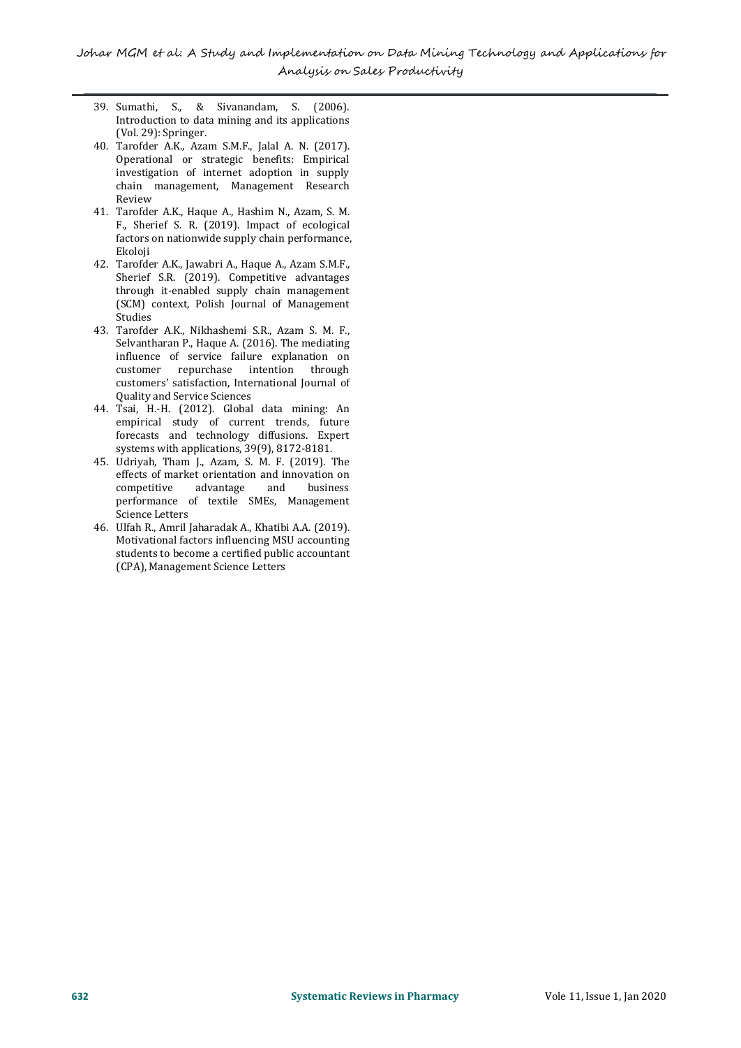39. Sumathi, S., & Sivanandam, S. (2006). Introduction to data mining and its applications (Vol. 29): Springer.
40. Tarofder A.K., Azam S.M.F., Jalal A. N. (2017). Operational or strategic benefits: Empirical investigation of internet adoption in supply chain management, Management Research Review
41. Tarofder A.K., Haque A., Hashim N., Azam, S. M. F., Sherief S. R. (2019). Impact of ecological factors on nationwide supply chain performance, Ekoloji
42. Tarofder A.K., Jawabri A., Haque A., Azam S.M.F., Sherief S.R. (2019). Competitive advantages through it-enabled supply chain management (SCM) context, Polish Journal of Management Studies
43. Tarofder A.K., Nikhashemi S.R., Azam S. M. F., Selvantharan P., Haque A. (2016). The mediating influence of service failure explanation on customer repurchase intention through customers' satisfaction, International Journal of Quality and Service Sciences
44. Tsai, H.-H. (2012). Global data mining: An empirical study of current trends, future forecasts and technology diffusions. Expert systems with applications, 39(9), 8172-8181.
45. Udriyah, Tham J., Azam, S. M. F. (2019). The effects of market orientation and innovation on competitive advantage and business performance of textile SMEs, Management Science Letters
46. Ulfah R., Amril Jaharadak A., Khatibi A.A. (2019). Motivational factors influencing MSU accounting students to become a certified public accountant (CPA), Management Science Letters